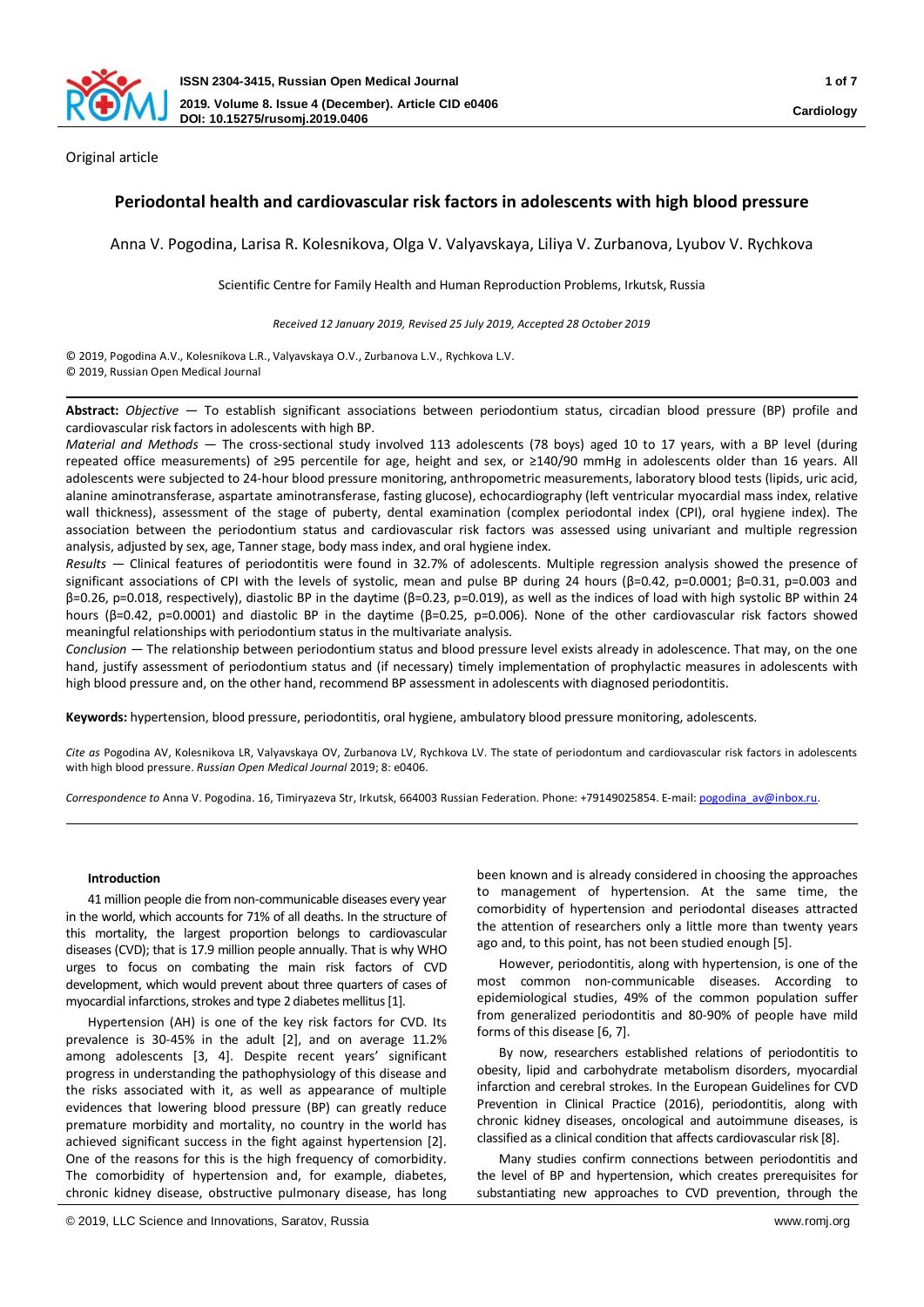Original article

# Periodontal health and cardiovascular risk factors in adolescents with high blood pressure

Anna V. Pogodina, Larisa R. Kolesnikova, Olga V. Valyavskaya, Liliya V. Zurbanova, Lyubov V. Rychkova

Scientific Centre for Family Health and Human Reproduction Problems, Irkutsk, Russia

*Received 12 January 2019, Revised 25 July 2019, Accepted 28 October 2019*

© 2019, Pogodina A.V., Kolesnikova L.R., Valyavskaya O.V., Zurbanova L.V., Rychkova L.V.
© 2019, Russian Open Medical Journal

**Abstract:** *Objective* — To establish significant associations between periodontium status, circadian blood pressure (BP) profile and cardiovascular risk factors in adolescents with high BP.

*Material and Methods* — The cross-sectional study involved 113 adolescents (78 boys) aged 10 to 17 years, with a BP level (during repeated office measurements) of ≥95 percentile for age, height and sex, or ≥140/90 mmHg in adolescents older than 16 years. All adolescents were subjected to 24-hour blood pressure monitoring, anthropometric measurements, laboratory blood tests (lipids, uric acid, alanine aminotransferase, aspartate aminotransferase, fasting glucose), echocardiography (left ventricular myocardial mass index, relative wall thickness), assessment of the stage of puberty, dental examination (complex periodontal index (CPI), oral hygiene index). The association between the periodontium status and cardiovascular risk factors was assessed using univariant and multiple regression analysis, adjusted by sex, age, Tanner stage, body mass index, and oral hygiene index.

*Results* — Clinical features of periodontitis were found in 32.7% of adolescents. Multiple regression analysis showed the presence of significant associations of CPI with the levels of systolic, mean and pulse BP during 24 hours (β=0.42, p=0.0001; β=0.31, p=0.003 and β=0.26, p=0.018, respectively), diastolic BP in the daytime (β=0.23, p=0.019), as well as the indices of load with high systolic BP within 24 hours (β=0.42, p=0.0001) and diastolic BP in the daytime (β=0.25, p=0.006). None of the other cardiovascular risk factors showed meaningful relationships with periodontium status in the multivariate analysis.

*Conclusion* — The relationship between periodontium status and blood pressure level exists already in adolescence. That may, on the one hand, justify assessment of periodontium status and (if necessary) timely implementation of prophylactic measures in adolescents with high blood pressure and, on the other hand, recommend BP assessment in adolescents with diagnosed periodontitis.

**Keywords:** hypertension, blood pressure, periodontitis, oral hygiene, ambulatory blood pressure monitoring, adolescents.

*Cite as* Pogodina AV, Kolesnikova LR, Valyavskaya OV, Zurbanova LV, Rychkova LV. The state of periodontum and cardiovascular risk factors in adolescents with high blood pressure. *Russian Open Medical Journal* 2019; 8: e0406.

*Correspondence to* Anna V. Pogodina. 16, Timiryazeva Str, Irkutsk, 664003 Russian Federation. Phone: +79149025854. E-mail: pogodina_av@inbox.ru.

## Introduction

41 million people die from non-communicable diseases every year in the world, which accounts for 71% of all deaths. In the structure of this mortality, the largest proportion belongs to cardiovascular diseases (CVD); that is 17.9 million people annually. That is why WHO urges to focus on combating the main risk factors of CVD development, which would prevent about three quarters of cases of myocardial infarctions, strokes and type 2 diabetes mellitus [1].

Hypertension (AH) is one of the key risk factors for CVD. Its prevalence is 30-45% in the adult [2], and on average 11.2% among adolescents [3, 4]. Despite recent years' significant progress in understanding the pathophysiology of this disease and the risks associated with it, as well as appearance of multiple evidences that lowering blood pressure (BP) can greatly reduce premature morbidity and mortality, no country in the world has achieved significant success in the fight against hypertension [2]. One of the reasons for this is the high frequency of comorbidity. The comorbidity of hypertension and, for example, diabetes, chronic kidney disease, obstructive pulmonary disease, has long been known and is already considered in choosing the approaches to management of hypertension. At the same time, the comorbidity of hypertension and periodontal diseases attracted the attention of researchers only a little more than twenty years ago and, to this point, has not been studied enough [5].

However, periodontitis, along with hypertension, is one of the most common non-communicable diseases. According to epidemiological studies, 49% of the common population suffer from generalized periodontitis and 80-90% of people have mild forms of this disease [6, 7].

By now, researchers established relations of periodontitis to obesity, lipid and carbohydrate metabolism disorders, myocardial infarction and cerebral strokes. In the European Guidelines for CVD Prevention in Clinical Practice (2016), periodontitis, along with chronic kidney diseases, oncological and autoimmune diseases, is classified as a clinical condition that affects cardiovascular risk [8].

Many studies confirm connections between periodontitis and the level of BP and hypertension, which creates prerequisites for substantiating new approaches to CVD prevention, through the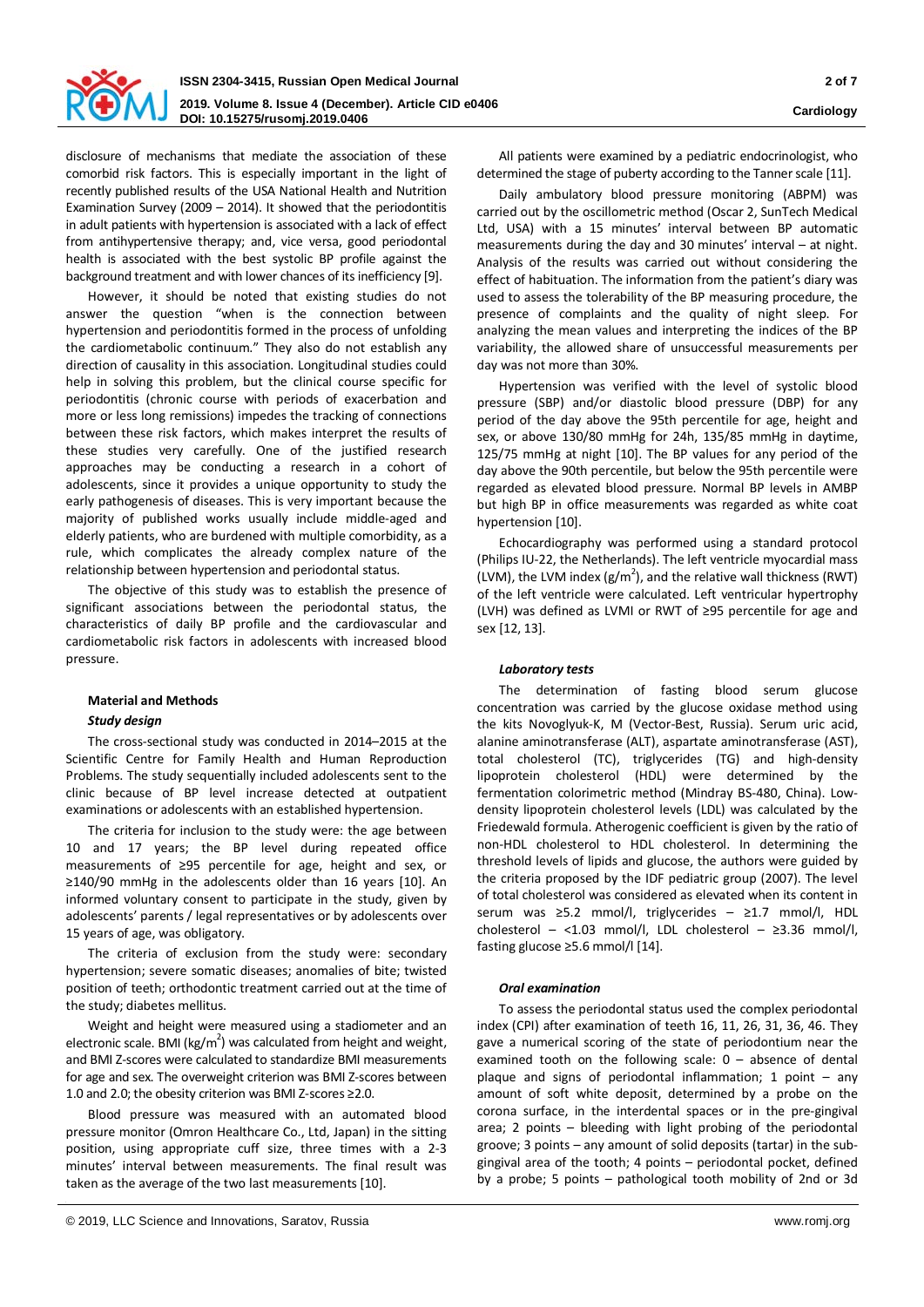disclosure of mechanisms that mediate the association of these comorbid risk factors. This is especially important in the light of recently published results of the USA National Health and Nutrition Examination Survey (2009 – 2014). It showed that the periodontitis in adult patients with hypertension is associated with a lack of effect from antihypertensive therapy; and, vice versa, good periodontal health is associated with the best systolic BP profile against the background treatment and with lower chances of its inefficiency [9].

However, it should be noted that existing studies do not answer the question "when is the connection between hypertension and periodontitis formed in the process of unfolding the cardiometabolic continuum." They also do not establish any direction of causality in this association. Longitudinal studies could help in solving this problem, but the clinical course specific for periodontitis (chronic course with periods of exacerbation and more or less long remissions) impedes the tracking of connections between these risk factors, which makes interpret the results of these studies very carefully. One of the justified research approaches may be conducting a research in a cohort of adolescents, since it provides a unique opportunity to study the early pathogenesis of diseases. This is very important because the majority of published works usually include middle-aged and elderly patients, who are burdened with multiple comorbidity, as a rule, which complicates the already complex nature of the relationship between hypertension and periodontal status.

The objective of this study was to establish the presence of significant associations between the periodontal status, the characteristics of daily BP profile and the cardiovascular and cardiometabolic risk factors in adolescents with increased blood pressure.

## Material and Methods

### *Study design*

The cross-sectional study was conducted in 2014–2015 at the Scientific Centre for Family Health and Human Reproduction Problems. The study sequentially included adolescents sent to the clinic because of BP level increase detected at outpatient examinations or adolescents with an established hypertension.

The criteria for inclusion to the study were: the age between 10 and 17 years; the BP level during repeated office measurements of ≥95 percentile for age, height and sex, or ≥140/90 mmHg in the adolescents older than 16 years [10]. An informed voluntary consent to participate in the study, given by adolescents' parents / legal representatives or by adolescents over 15 years of age, was obligatory.

The criteria of exclusion from the study were: secondary hypertension; severe somatic diseases; anomalies of bite; twisted position of teeth; orthodontic treatment carried out at the time of the study; diabetes mellitus.

Weight and height were measured using a stadiometer and an electronic scale. BMI (kg/m$^2$) was calculated from height and weight, and BMI Z-scores were calculated to standardize BMI measurements for age and sex. The overweight criterion was BMI Z-scores between 1.0 and 2.0; the obesity criterion was BMI Z-scores ≥2.0.

Blood pressure was measured with an automated blood pressure monitor (Omron Healthcare Co., Ltd, Japan) in the sitting position, using appropriate cuff size, three times with a 2-3 minutes' interval between measurements. The final result was taken as the average of the two last measurements [10].

All patients were examined by a pediatric endocrinologist, who determined the stage of puberty according to the Tanner scale [11].

Daily ambulatory blood pressure monitoring (ABPM) was carried out by the oscillometric method (Oscar 2, SunTech Medical Ltd, USA) with a 15 minutes' interval between BP automatic measurements during the day and 30 minutes' interval – at night. Analysis of the results was carried out without considering the effect of habituation. The information from the patient's diary was used to assess the tolerability of the BP measuring procedure, the presence of complaints and the quality of night sleep. For analyzing the mean values and interpreting the indices of the BP variability, the allowed share of unsuccessful measurements per day was not more than 30%.

Hypertension was verified with the level of systolic blood pressure (SBP) and/or diastolic blood pressure (DBP) for any period of the day above the 95th percentile for age, height and sex, or above 130/80 mmHg for 24h, 135/85 mmHg in daytime, 125/75 mmHg at night [10]. The BP values for any period of the day above the 90th percentile, but below the 95th percentile were regarded as elevated blood pressure. Normal BP levels in AMBP but high BP in office measurements was regarded as white coat hypertension [10].

Echocardiography was performed using a standard protocol (Philips IU-22, the Netherlands). The left ventricle myocardial mass (LVM), the LVM index (g/m$^2$), and the relative wall thickness (RWT) of the left ventricle were calculated. Left ventricular hypertrophy (LVH) was defined as LVMI or RWT of ≥95 percentile for age and sex [12, 13].

### *Laboratory tests*

The determination of fasting blood serum glucose concentration was carried by the glucose oxidase method using the kits Novoglyuk-K, M (Vector-Best, Russia). Serum uric acid, alanine aminotransferase (ALT), aspartate aminotransferase (AST), total cholesterol (TC), triglycerides (TG) and high-density lipoprotein cholesterol (HDL) were determined by the fermentation colorimetric method (Mindray BS-480, China). Low-density lipoprotein cholesterol levels (LDL) was calculated by the Friedewald formula. Atherogenic coefficient is given by the ratio of non-HDL cholesterol to HDL cholesterol. In determining the threshold levels of lipids and glucose, the authors were guided by the criteria proposed by the IDF pediatric group (2007). The level of total cholesterol was considered as elevated when its content in serum was ≥5.2 mmol/l, triglycerides – ≥1.7 mmol/l, HDL cholesterol – <1.03 mmol/l, LDL cholesterol – ≥3.36 mmol/l, fasting glucose ≥5.6 mmol/l [14].

### *Oral examination*

To assess the periodontal status used the complex periodontal index (CPI) after examination of teeth 16, 11, 26, 31, 36, 46. They gave a numerical scoring of the state of periodontium near the examined tooth on the following scale: 0 – absence of dental plaque and signs of periodontal inflammation; 1 point – any amount of soft white deposit, determined by a probe on the corona surface, in the interdental spaces or in the pre-gingival area; 2 points – bleeding with light probing of the periodontal groove; 3 points – any amount of solid deposits (tartar) in the sub-gingival area of the tooth; 4 points – periodontal pocket, defined by a probe; 5 points – pathological tooth mobility of 2nd or 3d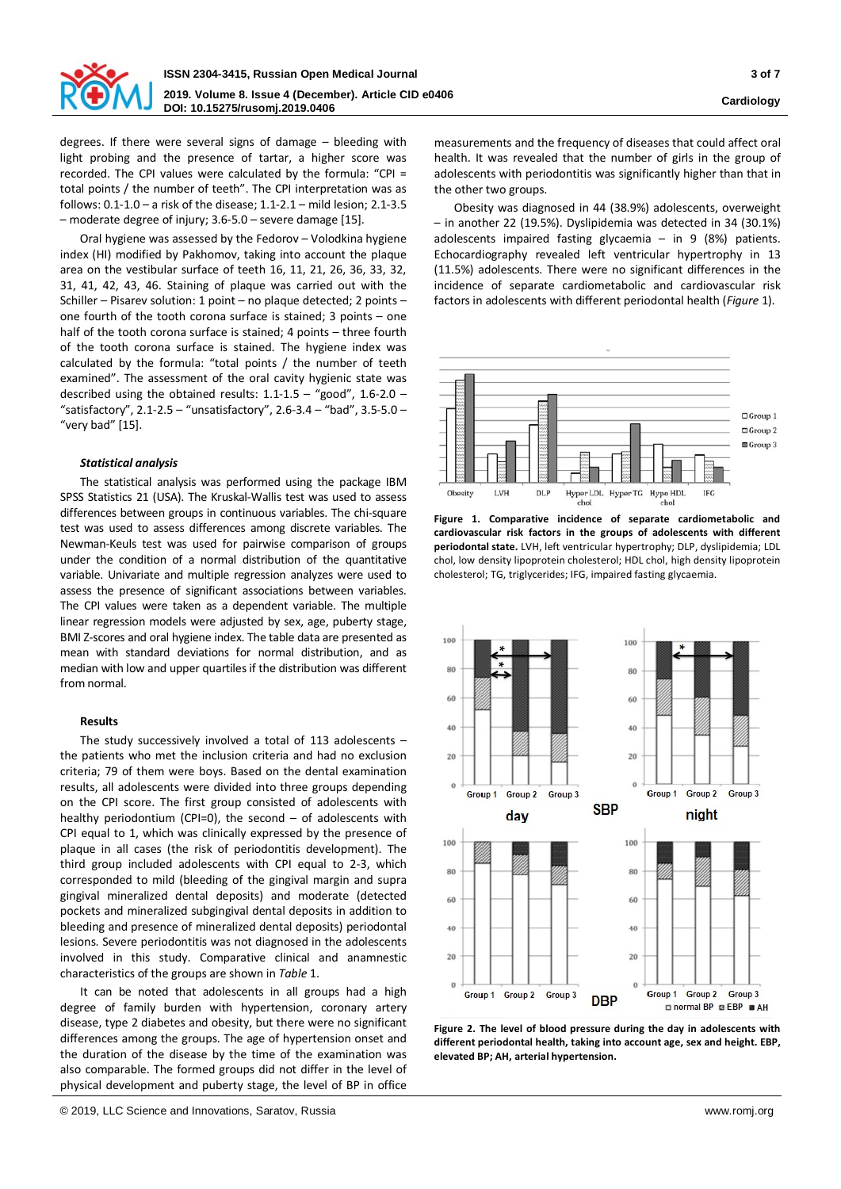degrees. If there were several signs of damage – bleeding with light probing and the presence of tartar, a higher score was recorded. The CPI values were calculated by the formula: "CPI = total points / the number of teeth". The CPI interpretation was as follows: 0.1-1.0 – a risk of the disease; 1.1-2.1 – mild lesion; 2.1-3.5 – moderate degree of injury; 3.6-5.0 – severe damage [15].

Oral hygiene was assessed by the Fedorov – Volodkina hygiene index (HI) modified by Pakhomov, taking into account the plaque area on the vestibular surface of teeth 16, 11, 21, 26, 36, 33, 32, 31, 41, 42, 43, 46. Staining of plaque was carried out with the Schiller – Pisarev solution: 1 point – no plaque detected; 2 points – one fourth of the tooth corona surface is stained; 3 points – one half of the tooth corona surface is stained; 4 points – three fourth of the tooth corona surface is stained. The hygiene index was calculated by the formula: "total points / the number of teeth examined". The assessment of the oral cavity hygienic state was described using the obtained results: 1.1-1.5 – "good", 1.6-2.0 – "satisfactory", 2.1-2.5 – "unsatisfactory", 2.6-3.4 – "bad", 3.5-5.0 – "very bad" [15].

#### *Statistical analysis*

The statistical analysis was performed using the package IBM SPSS Statistics 21 (USA). The Kruskal-Wallis test was used to assess differences between groups in continuous variables. The chi-square test was used to assess differences among discrete variables. The Newman-Keuls test was used for pairwise comparison of groups under the condition of a normal distribution of the quantitative variable. Univariate and multiple regression analyzes were used to assess the presence of significant associations between variables. The CPI values were taken as a dependent variable. The multiple linear regression models were adjusted by sex, age, puberty stage, BMI Z-scores and oral hygiene index. The table data are presented as mean with standard deviations for normal distribution, and as median with low and upper quartiles if the distribution was different from normal.

### Results

The study successively involved a total of 113 adolescents – the patients who met the inclusion criteria and had no exclusion criteria; 79 of them were boys. Based on the dental examination results, all adolescents were divided into three groups depending on the CPI score. The first group consisted of adolescents with healthy periodontium (CPI=0), the second – of adolescents with CPI equal to 1, which was clinically expressed by the presence of plaque in all cases (the risk of periodontitis development). The third group included adolescents with CPI equal to 2-3, which corresponded to mild (bleeding of the gingival margin and supra gingival mineralized dental deposits) and moderate (detected pockets and mineralized subgingival dental deposits in addition to bleeding and presence of mineralized dental deposits) periodontal lesions. Severe periodontitis was not diagnosed in the adolescents involved in this study. Comparative clinical and anamnestic characteristics of the groups are shown in *Table* 1.

It can be noted that adolescents in all groups had a high degree of family burden with hypertension, coronary artery disease, type 2 diabetes and obesity, but there were no significant differences among the groups. The age of hypertension onset and the duration of the disease by the time of the examination was also comparable. The formed groups did not differ in the level of physical development and puberty stage, the level of BP in office measurements and the frequency of diseases that could affect oral health. It was revealed that the number of girls in the group of adolescents with periodontitis was significantly higher than that in the other two groups.

Obesity was diagnosed in 44 (38.9%) adolescents, overweight – in another 22 (19.5%). Dyslipidemia was detected in 34 (30.1%) adolescents impaired fasting glycaemia – in 9 (8%) patients. Echocardiography revealed left ventricular hypertrophy in 13 (11.5%) adolescents. There were no significant differences in the incidence of separate cardiometabolic and cardiovascular risk factors in adolescents with different periodontal health (*Figure* 1).

**Figure 1. Comparative incidence of separate cardiometabolic and cardiovascular risk factors in the groups of adolescents with different periodontal state.** LVH, left ventricular hypertrophy; DLP, dyslipidemia; LDL chol, low density lipoprotein cholesterol; HDL chol, high density lipoprotein cholesterol; TG, triglycerides; IFG, impaired fasting glycaemia.

**Figure 2. The level of blood pressure during the day in adolescents with different periodontal health, taking into account age, sex and height. EBP, elevated BP; AH, arterial hypertension.**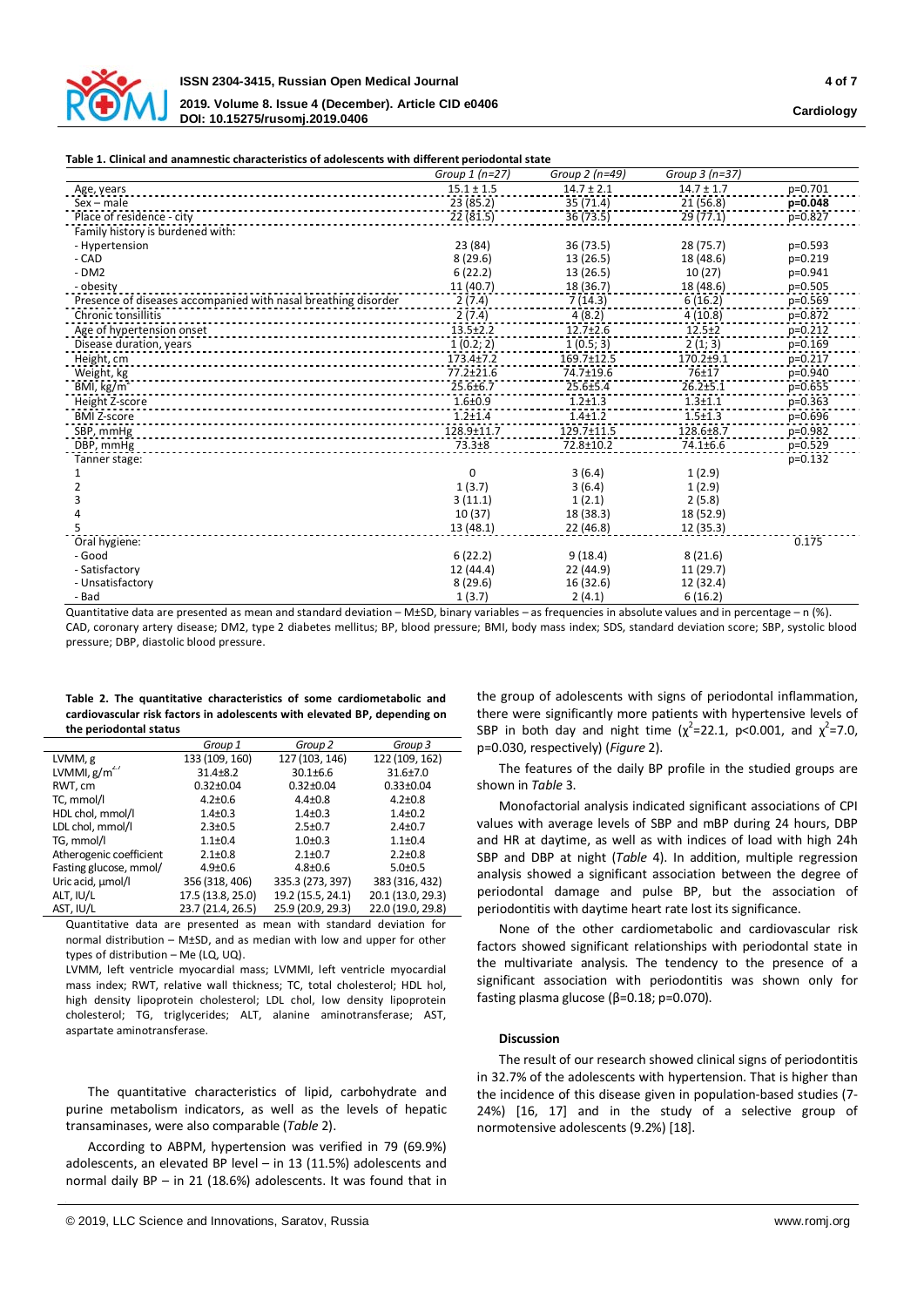**Table 1. Clinical and anamnestic characteristics of adolescents with different periodontal state**

| | Group 1 (n=27) | Group 2 (n=49) | Group 3 (n=37) | |
|---|---|---|---|---|
| Age, years | 15.1 ± 1.5 | 14.7 ± 2.1 | 14.7 ± 1.7 | p=0.701 |
| Sex – male | 23 (85.2) | 35 (71.4) | 21 (56.8) | **p=0.048** |
| Place of residence - city | 22 (81.5) | 36 (73.5) | 29 (77.1) | p=0.827 |
| Family history is burdened with: | | | | |
| - Hypertension | 23 (84) | 36 (73.5) | 28 (75.7) | p=0.593 |
| - CAD | 8 (29.6) | 13 (26.5) | 18 (48.6) | p=0.219 |
| - DM2 | 6 (22.2) | 13 (26.5) | 10 (27) | p=0.941 |
| - obesity | 11 (40.7) | 18 (36.7) | 18 (48.6) | p=0.505 |
| Presence of diseases accompanied with nasal breathing disorder | 2 (7.4) | 7 (14.3) | 6 (16.2) | p=0.569 |
| Chronic tonsillitis | 2 (7.4) | 4 (8.2) | 4 (10.8) | p=0.872 |
| Age of hypertension onset | 13.5±2.2 | 12.7±2.6 | 12.5±2 | p=0.212 |
| Disease duration, years | 1 (0.2; 2) | 1 (0.5; 3) | 2 (1; 3) | p=0.169 |
| Height, cm | 173.4±7.2 | 169.7±12.5 | 170.2±9.1 | p=0.217 |
| Weight, kg | 77.2±21.6 | 74.7±19.6 | 76±17 | p=0.940 |
| BMI, kg/m$^2$ | 25.6±6.7 | 25.6±5.4 | 26.2±5.1 | p=0.655 |
| Height Z-score | 1.6±0.9 | 1.2±1.3 | 1.3±1.1 | p=0.363 |
| BMI Z-score | 1.2±1.4 | 1.4±1.2 | 1.5±1.3 | p=0.696 |
| SBP, mmHg | 128.9±11.7 | 129.7±11.5 | 128.6±8.7 | p=0.982 |
| DBP, mmHg | 73.3±8 | 72.8±10.2 | 74.1±6.6 | p=0.529 |
| Tanner stage: | | | | p=0.132 |
| 1 | 0 | 3 (6.4) | 1 (2.9) | |
| 2 | 1 (3.7) | 3 (6.4) | 1 (2.9) | |
| 3 | 3 (11.1) | 1 (2.1) | 2 (5.8) | |
| 4 | 10 (37) | 18 (38.3) | 18 (52.9) | |
| 5 | 13 (48.1) | 22 (46.8) | 12 (35.3) | |
| Oral hygiene: | | | | 0.175 |
| - Good | 6 (22.2) | 9 (18.4) | 8 (21.6) | |
| - Satisfactory | 12 (44.4) | 22 (44.9) | 11 (29.7) | |
| - Unsatisfactory | 8 (29.6) | 16 (32.6) | 12 (32.4) | |
| - Bad | 1 (3.7) | 2 (4.1) | 6 (16.2) | |

Quantitative data are presented as mean and standard deviation – M±SD, binary variables – as frequencies in absolute values and in percentage – n (%).
CAD, coronary artery disease; DM2, type 2 diabetes mellitus; BP, blood pressure; BMI, body mass index; SDS, standard deviation score; SBP, systolic blood pressure; DBP, diastolic blood pressure.

**Table 2. The quantitative characteristics of some cardiometabolic and cardiovascular risk factors in adolescents with elevated BP, depending on the periodontal status**

| | Group 1 | Group 2 | Group 3 |
|---|---|---|---|
| LVMM, g | 133 (109, 160) | 127 (103, 146) | 122 (109, 162) |
| LVMMI, g/m$^{2.7}$ | 31.4±8.2 | 30.1±6.6 | 31.6±7.0 |
| RWT, cm | 0.32±0.04 | 0.32±0.04 | 0.33±0.04 |
| TC, mmol/l | 4.2±0.6 | 4.4±0.8 | 4.2±0.8 |
| HDL chol, mmol/l | 1.4±0.3 | 1.4±0.3 | 1.4±0.2 |
| LDL chol, mmol/l | 2.3±0.5 | 2.5±0.7 | 2.4±0.7 |
| TG, mmol/l | 1.1±0.4 | 1.0±0.3 | 1.1±0.4 |
| Atherogenic coefficient | 2.1±0.8 | 2.1±0.7 | 2.2±0.8 |
| Fasting glucose, mmol/ | 4.9±0.6 | 4.8±0.6 | 5.0±0.5 |
| Uric acid, µmol/l | 356 (318, 406) | 335.3 (273, 397) | 383 (316, 432) |
| ALT, IU/L | 17.5 (13.8, 25.0) | 19.2 (15.5, 24.1) | 20.1 (13.0, 29.3) |
| AST, IU/L | 23.7 (21.4, 26.5) | 25.9 (20.9, 29.3) | 22.0 (19.0, 29.8) |

Quantitative data are presented as mean with standard deviation for normal distribution – M±SD, and as median with low and upper for other types of distribution – Me (LQ, UQ).
LVMM, left ventricle myocardial mass; LVMMI, left ventricle myocardial mass index; RWT, relative wall thickness; TC, total cholesterol; HDL hol, high density lipoprotein cholesterol; LDL chol, low density lipoprotein cholesterol; TG, triglycerides; ALT, alanine aminotransferase; AST, aspartate aminotransferase.

The quantitative characteristics of lipid, carbohydrate and purine metabolism indicators, as well as the levels of hepatic transaminases, were also comparable (*Table* 2).

According to ABPM, hypertension was verified in 79 (69.9%) adolescents, an elevated BP level – in 13 (11.5%) adolescents and normal daily BP – in 21 (18.6%) adolescents. It was found that in the group of adolescents with signs of periodontal inflammation, there were significantly more patients with hypertensive levels of SBP in both day and night time ($\chi^2$=22.1, p<0.001, and $\chi^2$=7.0, p=0.030, respectively) (*Figure* 2).

The features of the daily BP profile in the studied groups are shown in *Table* 3.

Monofactorial analysis indicated significant associations of CPI values with average levels of SBP and mBP during 24 hours, DBP and HR at daytime, as well as with indices of load with high 24h SBP and DBP at night (*Table* 4). In addition, multiple regression analysis showed a significant association between the degree of periodontal damage and pulse BP, but the association of periodontitis with daytime heart rate lost its significance.

None of the other cardiometabolic and cardiovascular risk factors showed significant relationships with periodontal state in the multivariate analysis. The tendency to the presence of a significant association with periodontitis was shown only for fasting plasma glucose (β=0.18; p=0.070).

### Discussion

The result of our research showed clinical signs of periodontitis in 32.7% of the adolescents with hypertension. That is higher than the incidence of this disease given in population-based studies (7-24%) [16, 17] and in the study of a selective group of normotensive adolescents (9.2%) [18].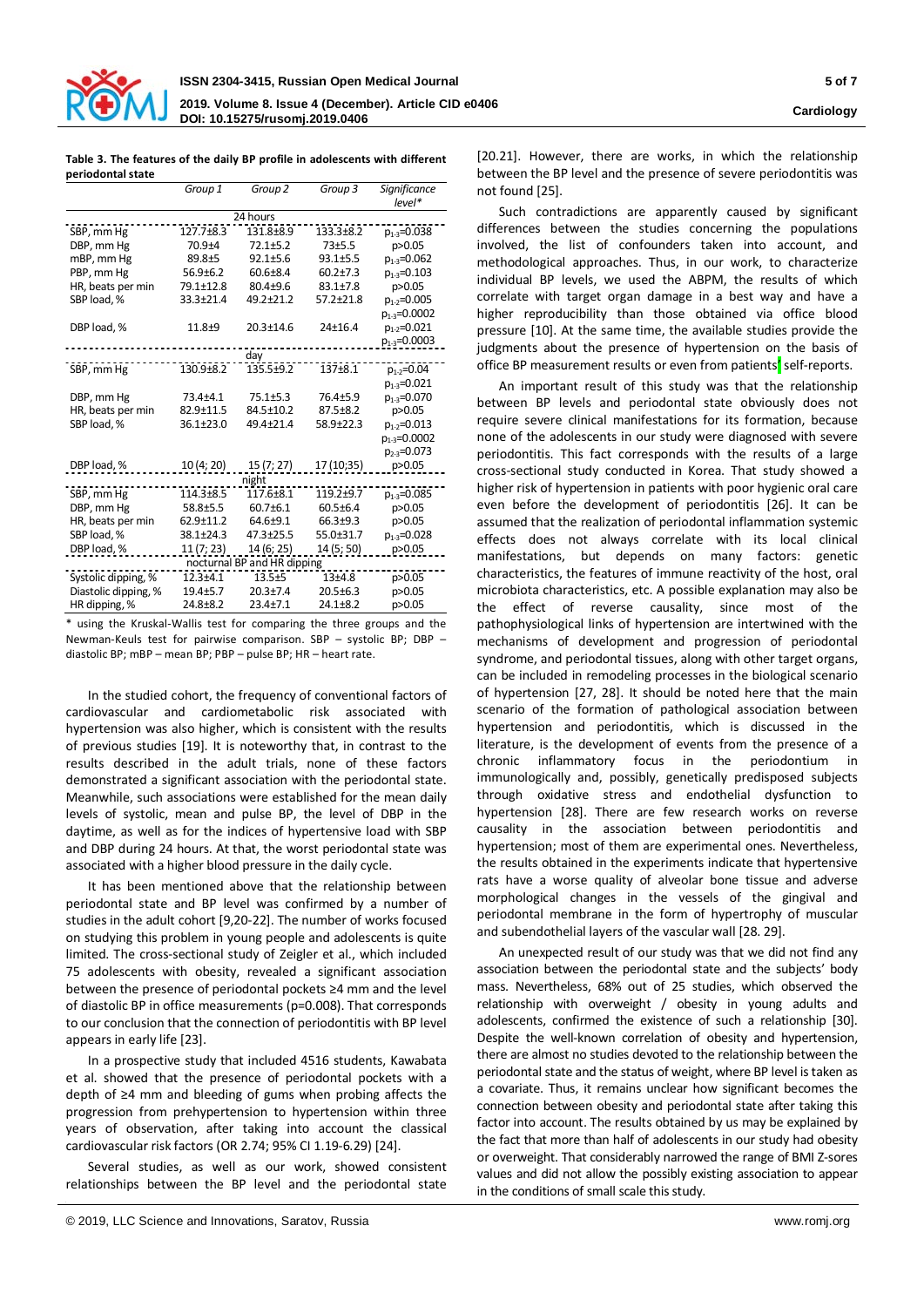**Table 3. The features of the daily BP profile in adolescents with different periodontal state**

| | Group 1 | Group 2 | Group 3 | Significance level* |
|---|---|---|---|---|
| | | 24 hours | | |
| SBP, mm Hg | 127.7±8.3 | 131.8±8.9 | 133.3±8.2 | $p_{1-3}$=0.038 |
| DBP, mm Hg | 70.9±4 | 72.1±5.2 | 73±5.5 | p>0.05 |
| mBP, mm Hg | 89.8±5 | 92.1±5.6 | 93.1±5.5 | $p_{1-3}$=0.062 |
| PBP, mm Hg | 56.9±6.2 | 60.6±8.4 | 60.2±7.3 | $p_{1-3}$=0.103 |
| HR, beats per min | 79.1±12.8 | 80.4±9.6 | 83.1±7.8 | p>0.05 |
| SBP load, % | 33.3±21.4 | 49.2±21.2 | 57.2±21.8 | $p_{1-2}$=0.005 $p_{1-3}$=0.0002 |
| DBP load, % | 11.8±9 | 20.3±14.6 | 24±16.4 | $p_{1-2}$=0.021 $p_{1-3}$=0.0003 |
| | | day | | |
| SBP, mm Hg | 130.9±8.2 | 135.5±9.2 | 137±8.1 | $p_{1-2}$=0.04 $p_{1-3}$=0.021 |
| DBP, mm Hg | 73.4±4.1 | 75.1±5.3 | 76.4±5.9 | $p_{1-3}$=0.070 |
| HR, beats per min | 82.9±11.5 | 84.5±10.2 | 87.5±8.2 | p>0.05 |
| SBP load, % | 36.1±23.0 | 49.4±21.4 | 58.9±22.3 | $p_{1-2}$=0.013 $p_{1-3}$=0.0002 $p_{2-3}$=0.073 |
| DBP load, % | 10 (4; 20) | 15 (7; 27) | 17 (10;35) | p>0.05 |
| | | night | | |
| SBP, mm Hg | 114.3±8.5 | 117.6±8.1 | 119.2±9.7 | $p_{1-3}$=0.085 |
| DBP, mm Hg | 58.8±5.5 | 60.7±6.1 | 60.5±6.4 | p>0.05 |
| HR, beats per min | 62.9±11.2 | 64.6±9.1 | 66.3±9.3 | p>0.05 |
| SBP load, % | 38.1±24.3 | 47.3±25.5 | 55.0±31.7 | $p_{1-3}$=0.028 |
| DBP load, % | 11 (7; 23) | 14 (6; 25) | 14 (5; 50) | p>0.05 |
| | | nocturnal BP and HR dipping | | |
| Systolic dipping, % | 12.3±4.1 | 13.5±5 | 13±4.8 | p>0.05 |
| Diastolic dipping, % | 19.4±5.7 | 20.3±7.4 | 20.5±6.3 | p>0.05 |
| HR dipping, % | 24.8±8.2 | 23.4±7.1 | 24.1±8.2 | p>0.05 |

\* using the Kruskal-Wallis test for comparing the three groups and the Newman-Keuls test for pairwise comparison. SBP – systolic BP; DBP – diastolic BP; mBP – mean BP; PBP – pulse BP; HR – heart rate.

In the studied cohort, the frequency of conventional factors of cardiovascular and cardiometabolic risk associated with hypertension was also higher, which is consistent with the results of previous studies [19]. It is noteworthy that, in contrast to the results described in the adult trials, none of these factors demonstrated a significant association with the periodontal state. Meanwhile, such associations were established for the mean daily levels of systolic, mean and pulse BP, the level of DBP in the daytime, as well as for the indices of hypertensive load with SBP and DBP during 24 hours. At that, the worst periodontal state was associated with a higher blood pressure in the daily cycle.

It has been mentioned above that the relationship between periodontal state and BP level was confirmed by a number of studies in the adult cohort [9,20-22]. The number of works focused on studying this problem in young people and adolescents is quite limited. The cross-sectional study of Zeigler et al., which included 75 adolescents with obesity, revealed a significant association between the presence of periodontal pockets ≥4 mm and the level of diastolic BP in office measurements (p=0.008). That corresponds to our conclusion that the connection of periodontitis with BP level appears in early life [23].

In a prospective study that included 4516 students, Kawabata et al. showed that the presence of periodontal pockets with a depth of ≥4 mm and bleeding of gums when probing affects the progression from prehypertension to hypertension within three years of observation, after taking into account the classical cardiovascular risk factors (OR 2.74; 95% CI 1.19-6.29) [24].

Several studies, as well as our work, showed consistent relationships between the BP level and the periodontal state [20.21]. However, there are works, in which the relationship between the BP level and the presence of severe periodontitis was not found [25].

Such contradictions are apparently caused by significant differences between the studies concerning the populations involved, the list of confounders taken into account, and methodological approaches. Thus, in our work, to characterize individual BP levels, we used the ABPM, the results of which correlate with target organ damage in a best way and have a higher reproducibility than those obtained via office blood pressure [10]. At the same time, the available studies provide the judgments about the presence of hypertension on the basis of office BP measurement results or even from patients' self-reports.

An important result of this study was that the relationship between BP levels and periodontal state obviously does not require severe clinical manifestations for its formation, because none of the adolescents in our study were diagnosed with severe periodontitis. This fact corresponds with the results of a large cross-sectional study conducted in Korea. That study showed a higher risk of hypertension in patients with poor hygienic oral care even before the development of periodontitis [26]. It can be assumed that the realization of periodontal inflammation systemic effects does not always correlate with its local clinical manifestations, but depends on many factors: genetic characteristics, the features of immune reactivity of the host, oral microbiota characteristics, etc. A possible explanation may also be the effect of reverse causality, since most of the pathophysiological links of hypertension are intertwined with the mechanisms of development and progression of periodontal syndrome, and periodontal tissues, along with other target organs, can be included in remodeling processes in the biological scenario of hypertension [27, 28]. It should be noted here that the main scenario of the formation of pathological association between hypertension and periodontitis, which is discussed in the literature, is the development of events from the presence of a chronic inflammatory focus in the periodontium in immunologically and, possibly, genetically predisposed subjects through oxidative stress and endothelial dysfunction to hypertension [28]. There are few research works on reverse causality in the association between periodontitis and hypertension; most of them are experimental ones. Nevertheless, the results obtained in the experiments indicate that hypertensive rats have a worse quality of alveolar bone tissue and adverse morphological changes in the vessels of the gingival and periodontal membrane in the form of hypertrophy of muscular and subendothelial layers of the vascular wall [28. 29].

An unexpected result of our study was that we did not find any association between the periodontal state and the subjects' body mass. Nevertheless, 68% out of 25 studies, which observed the relationship with overweight / obesity in young adults and adolescents, confirmed the existence of such a relationship [30]. Despite the well-known correlation of obesity and hypertension, there are almost no studies devoted to the relationship between the periodontal state and the status of weight, where BP level is taken as a covariate. Thus, it remains unclear how significant becomes the connection between obesity and periodontal state after taking this factor into account. The results obtained by us may be explained by the fact that more than half of adolescents in our study had obesity or overweight. That considerably narrowed the range of BMI Z-sores values and did not allow the possibly existing association to appear in the conditions of small scale this study.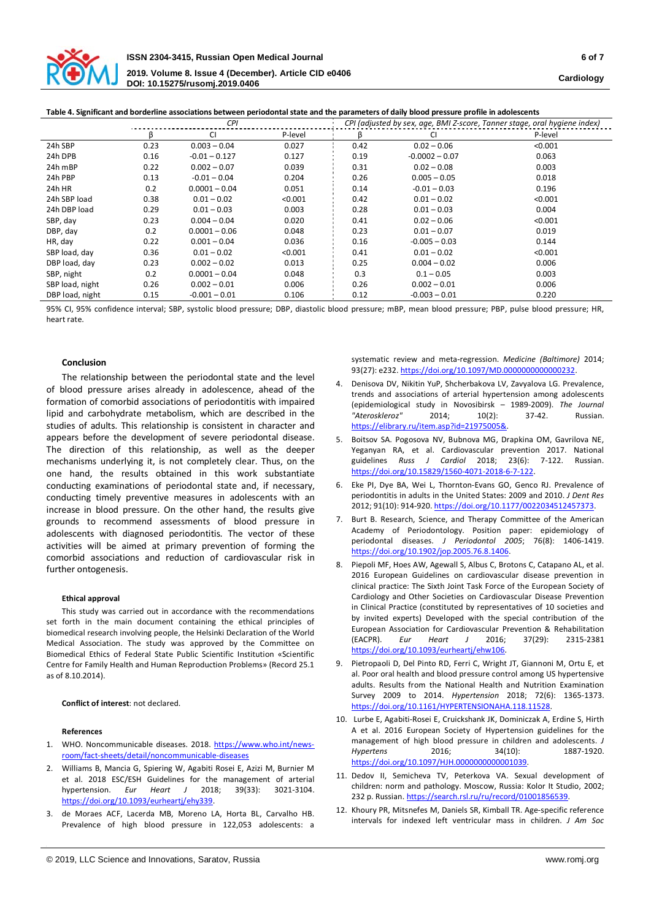**Table 4. Significant and borderline associations between periodontal state and the parameters of daily blood pressure profile in adolescents**

| | CPI | | | CPI (adjusted by sex, age, BMI Z-score, Tanner stage, oral hygiene index) | | |
|---|---|---|---|---|---|---|
| | β | CI | P-level | β | CI | P-level |
| 24h SBP | 0.23 | 0.003 – 0.04 | 0.027 | 0.42 | 0.02 – 0.06 | <0.001 |
| 24h DPB | 0.16 | -0.01 – 0.127 | 0.127 | 0.19 | -0.0002 – 0.07 | 0.063 |
| 24h mBP | 0.22 | 0.002 – 0.07 | 0.039 | 0.31 | 0.02 – 0.08 | 0.003 |
| 24h PBP | 0.13 | -0.01 – 0.04 | 0.204 | 0.26 | 0.005 – 0.05 | 0.018 |
| 24h HR | 0.2 | 0.0001 – 0.04 | 0.051 | 0.14 | -0.01 – 0.03 | 0.196 |
| 24h SBP load | 0.38 | 0.01 – 0.02 | <0.001 | 0.42 | 0.01 – 0.02 | <0.001 |
| 24h DBP load | 0.29 | 0.01 – 0.03 | 0.003 | 0.28 | 0.01 – 0.03 | 0.004 |
| SBP, day | 0.23 | 0.004 – 0.04 | 0.020 | 0.41 | 0.02 – 0.06 | <0.001 |
| DBP, day | 0.2 | 0.0001 – 0.06 | 0.048 | 0.23 | 0.01 – 0.07 | 0.019 |
| HR, day | 0.22 | 0.001 – 0.04 | 0.036 | 0.16 | -0.005 – 0.03 | 0.144 |
| SBP load, day | 0.36 | 0.01 – 0.02 | <0.001 | 0.41 | 0.01 – 0.02 | <0.001 |
| DBP load, day | 0.23 | 0.002 – 0.02 | 0.013 | 0.25 | 0.004 – 0.02 | 0.006 |
| SBP, night | 0.2 | 0.0001 – 0.04 | 0.048 | 0.3 | 0.1 – 0.05 | 0.003 |
| SBP load, night | 0.26 | 0.002 – 0.01 | 0.006 | 0.26 | 0.002 – 0.01 | 0.006 |
| DBP load, night | 0.15 | -0.001 – 0.01 | 0.106 | 0.12 | -0.003 – 0.01 | 0.220 |

95% CI, 95% confidence interval; SBP, systolic blood pressure; DBP, diastolic blood pressure; mBP, mean blood pressure; PBP, pulse blood pressure; HR, heart rate.

## Conclusion

The relationship between the periodontal state and the level of blood pressure arises already in adolescence, ahead of the formation of comorbid associations of periodontitis with impaired lipid and carbohydrate metabolism, which are described in the studies of adults. This relationship is consistent in character and appears before the development of severe periodontal disease. The direction of this relationship, as well as the deeper mechanisms underlying it, is not completely clear. Thus, on the one hand, the results obtained in this work substantiate conducting examinations of periodontal state and, if necessary, conducting timely preventive measures in adolescents with an increase in blood pressure. On the other hand, the results give grounds to recommend assessments of blood pressure in adolescents with diagnosed periodontitis. The vector of these activities will be aimed at primary prevention of forming the comorbid associations and reduction of cardiovascular risk in further ontogenesis.

### Ethical approval

This study was carried out in accordance with the recommendations set forth in the main document containing the ethical principles of biomedical research involving people, the Helsinki Declaration of the World Medical Association. The study was approved by the Committee on Biomedical Ethics of Federal State Public Scientific Institution «Scientific Centre for Family Health and Human Reproduction Problems» (Record 25.1 as of 8.10.2014).

**Conflict of interest**: not declared.

### References

1. WHO. Noncommunicable diseases. 2018. https://www.who.int/news-room/fact-sheets/detail/noncommunicable-diseases
2. Williams B, Mancia G, Spiering W, Agabiti Rosei E, Azizi M, Burnier M et al. 2018 ESC/ESH Guidelines for the management of arterial hypertension. *Eur Heart J* 2018; 39(33): 3021-3104. https://doi.org/10.1093/eurheartj/ehy339.
3. de Moraes ACF, Lacerda MB, Moreno LA, Horta BL, Carvalho HB. Prevalence of high blood pressure in 122,053 adolescents: a systematic review and meta-regression. *Medicine (Baltimore)* 2014; 93(27): e232. https://doi.org/10.1097/MD.0000000000000232.
4. Denisova DV, Nikitin YuP, Shcherbakova LV, Zavyalova LG. Prevalence, trends and associations of arterial hypertension among adolescents (epidemiological study in Novosibirsk – 1989-2009). *The Journal "Ateroskleroz"* 2014; 10(2): 37-42. Russian. https://elibrary.ru/item.asp?id=21975005&.
5. Boitsov SA. Pogosova NV, Bubnova MG, Drapkina OM, Gavrilova NE, Yeganyan RA, et al. Cardiovascular prevention 2017. National guidelines *Russ J Cardiol* 2018; 23(6): 7-122. Russian. https://doi.org/10.15829/1560-4071-2018-6-7-122.
6. Eke PI, Dye BA, Wei L, Thornton-Evans GO, Genco RJ. Prevalence of periodontitis in adults in the United States: 2009 and 2010. *J Dent Res* 2012; 91(10): 914-920. https://doi.org/10.1177/0022034512457373.
7. Burt B. Research, Science, and Therapy Committee of the American Academy of Periodontology. Position paper: epidemiology of periodontal diseases. *J Periodontol 2005*; 76(8): 1406-1419. https://doi.org/10.1902/jop.2005.76.8.1406.
8. Piepoli MF, Hoes AW, Agewall S, Albus C, Brotons C, Catapano AL, et al. 2016 European Guidelines on cardiovascular disease prevention in clinical practice: The Sixth Joint Task Force of the European Society of Cardiology and Other Societies on Cardiovascular Disease Prevention in Clinical Practice (constituted by representatives of 10 societies and by invited experts) Developed with the special contribution of the European Association for Cardiovascular Prevention & Rehabilitation (EACPR). *Eur Heart J* 2016; 37(29): 2315-2381 https://doi.org/10.1093/eurheartj/ehw106.
9. Pietropaoli D, Del Pinto RD, Ferri C, Wright JT, Giannoni M, Ortu E, et al. Poor oral health and blood pressure control among US hypertensive adults. Results from the National Health and Nutrition Examination Survey 2009 to 2014. *Hypertension* 2018; 72(6): 1365-1373. https://doi.org/10.1161/HYPERTENSIONAHA.118.11528.
10. Lurbe E, Agabiti-Rosei E, Cruickshank JK, Dominiczak A, Erdine S, Hirth A et al. 2016 European Society of Hypertension guidelines for the management of high blood pressure in children and adolescents. *J Hypertens* 2016; 34(10): 1887-1920. https://doi.org/10.1097/HJH.0000000000001039.
11. Dedov II, Semicheva TV, Peterkova VA. Sexual development of children: norm and pathology. Moscow, Russia: Kolor It Studio, 2002; 232 p. Russian. https://search.rsl.ru/ru/record/01001856539.
12. Khoury PR, Mitsnefes M, Daniels SR, Kimball TR. Age-specific reference intervals for indexed left ventricular mass in children. *J Am Soc*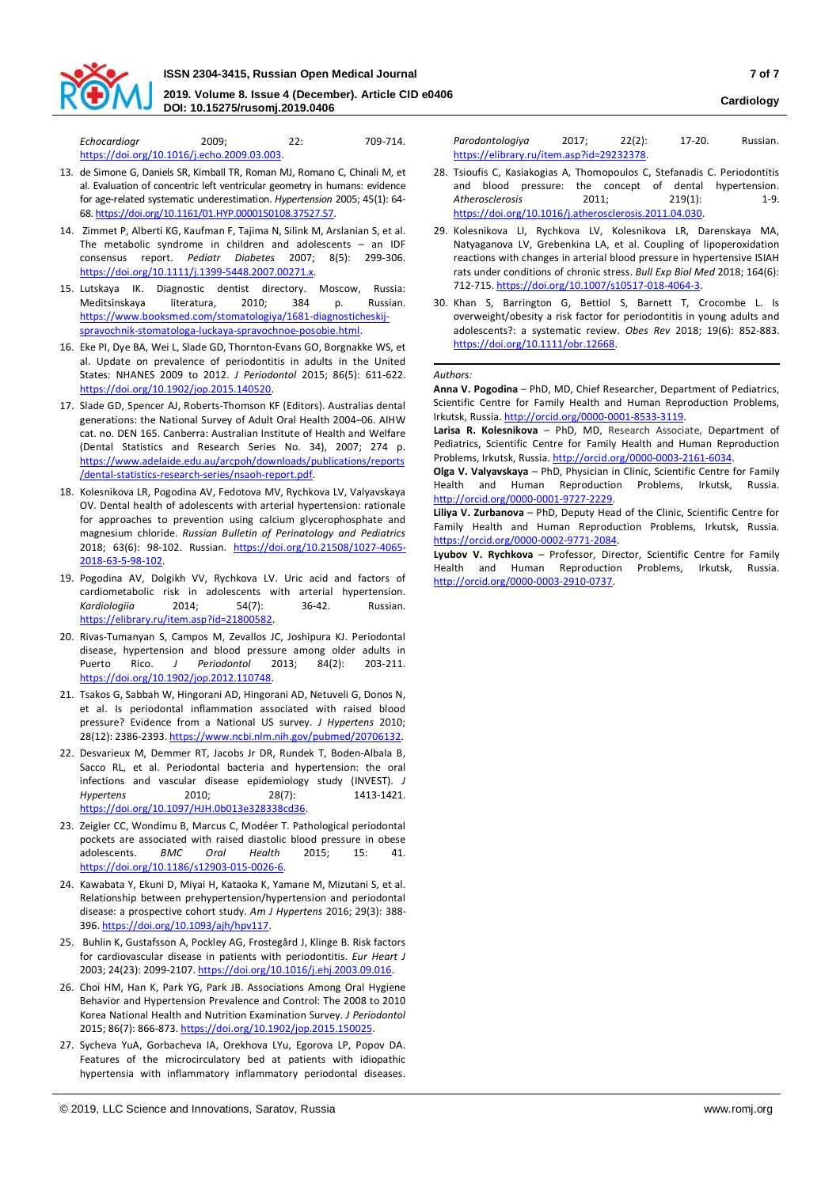*Echocardiogr* 2009; 22: 709-714. https://doi.org/10.1016/j.echo.2009.03.003.

13. de Simone G, Daniels SR, Kimball TR, Roman MJ, Romano C, Chinali M, et al. Evaluation of concentric left ventricular geometry in humans: evidence for age-related systematic underestimation. *Hypertension* 2005; 45(1): 64-68. https://doi.org/10.1161/01.HYP.0000150108.37527.57.
14. Zimmet P, Alberti KG, Kaufman F, Tajima N, Silink M, Arslanian S, et al. The metabolic syndrome in children and adolescents – an IDF consensus report. *Pediatr Diabetes* 2007; 8(5): 299-306. https://doi.org/10.1111/j.1399-5448.2007.00271.x.
15. Lutskaya IK. Diagnostic dentist directory. Moscow, Russia: Meditsinskaya literatura, 2010; 384 p. Russian. https://www.booksmed.com/stomatologiya/1681-diagnosticheskij-spravochnik-stomatologa-luckaya-spravochnoe-posobie.html.
16. Eke PI, Dye BA, Wei L, Slade GD, Thornton-Evans GO, Borgnakke WS, et al. Update on prevalence of periodontitis in adults in the United States: NHANES 2009 to 2012. *J Periodontol* 2015; 86(5): 611-622. https://doi.org/10.1902/jop.2015.140520.
17. Slade GD, Spencer AJ, Roberts-Thomson KF (Editors). Australias dental generations: the National Survey of Adult Oral Health 2004–06. AIHW cat. no. DEN 165. Canberra: Australian Institute of Health and Welfare (Dental Statistics and Research Series No. 34), 2007; 274 p. https://www.adelaide.edu.au/arcpoh/downloads/publications/reports/dental-statistics-research-series/nsaoh-report.pdf.
18. Kolesnikova LR, Pogodina AV, Fedotova MV, Rychkova LV, Valyavskaya OV. Dental health of adolescents with arterial hypertension: rationale for approaches to prevention using calcium glycerophosphate and magnesium chloride. *Russian Bulletin of Perinatology and Pediatrics* 2018; 63(6): 98-102. Russian. https://doi.org/10.21508/1027-4065-2018-63-5-98-102.
19. Pogodina AV, Dolgikh VV, Rychkova LV. Uric acid and factors of cardiometabolic risk in adolescents with arterial hypertension. *Kardiologiia* 2014; 54(7): 36-42. Russian. https://elibrary.ru/item.asp?id=21800582.
20. Rivas-Tumanyan S, Campos M, Zevallos JC, Joshipura KJ. Periodontal disease, hypertension and blood pressure among older adults in Puerto Rico. *J Periodontol* 2013; 84(2): 203-211. https://doi.org/10.1902/jop.2012.110748.
21. Tsakos G, Sabbah W, Hingorani AD, Hingorani AD, Netuveli G, Donos N, et al. Is periodontal inflammation associated with raised blood pressure? Evidence from a National US survey. *J Hypertens* 2010; 28(12): 2386-2393. https://www.ncbi.nlm.nih.gov/pubmed/20706132.
22. Desvarieux M, Demmer RT, Jacobs Jr DR, Rundek T, Boden-Albala B, Sacco RL, et al. Periodontal bacteria and hypertension: the oral infections and vascular disease epidemiology study (INVEST). *J Hypertens* 2010; 28(7): 1413-1421. https://doi.org/10.1097/HJH.0b013e328338cd36.
23. Zeigler CC, Wondimu B, Marcus C, Modéer T. Pathological periodontal pockets are associated with raised diastolic blood pressure in obese adolescents. *BMC Oral Health* 2015; 15: 41. https://doi.org/10.1186/s12903-015-0026-6.
24. Kawabata Y, Ekuni D, Miyai H, Kataoka K, Yamane M, Mizutani S, et al. Relationship between prehypertension/hypertension and periodontal disease: a prospective cohort study. *Am J Hypertens* 2016; 29(3): 388-396. https://doi.org/10.1093/ajh/hpv117.
25. Buhlin K, Gustafsson A, Pockley AG, Frostegård J, Klinge B. Risk factors for cardiovascular disease in patients with periodontitis. *Eur Heart J* 2003; 24(23): 2099-2107. https://doi.org/10.1016/j.ehj.2003.09.016.
26. Choi HM, Han K, Park YG, Park JB. Associations Among Oral Hygiene Behavior and Hypertension Prevalence and Control: The 2008 to 2010 Korea National Health and Nutrition Examination Survey. *J Periodontol* 2015; 86(7): 866-873. https://doi.org/10.1902/jop.2015.150025.
27. Sycheva YuA, Gorbacheva IA, Orekhova LYu, Egorova LP, Popov DA. Features of the microcirculatory bed at patients with idiopathic hypertensia with inflammatory inflammatory periodontal diseases. *Parodontologiya* 2017; 22(2): 17-20. Russian. https://elibrary.ru/item.asp?id=29232378.
28. Tsioufis C, Kasiakogias A, Thomopoulos C, Stefanadis C. Periodontitis and blood pressure: the concept of dental hypertension. *Atherosclerosis* 2011; 219(1): 1-9. https://doi.org/10.1016/j.atherosclerosis.2011.04.030.
29. Kolesnikova LI, Rychkova LV, Kolesnikova LR, Darenskaya MA, Natyaganova LV, Grebenkina LA, et al. Coupling of lipoperoxidation reactions with changes in arterial blood pressure in hypertensive ISIAH rats under conditions of chronic stress. *Bull Exp Biol Med* 2018; 164(6): 712-715. https://doi.org/10.1007/s10517-018-4064-3.
30. Khan S, Barrington G, Bettiol S, Barnett T, Crocombe L. Is overweight/obesity a risk factor for periodontitis in young adults and adolescents?: a systematic review. *Obes Rev* 2018; 19(6): 852-883. https://doi.org/10.1111/obr.12668.

*Authors:*

**Anna V. Pogodina** – PhD, MD, Chief Researcher, Department of Pediatrics, Scientific Centre for Family Health and Human Reproduction Problems, Irkutsk, Russia. http://orcid.org/0000-0001-8533-3119.

**Larisa R. Kolesnikova** – PhD, MD, Research Associate, Department of Pediatrics, Scientific Centre for Family Health and Human Reproduction Problems, Irkutsk, Russia. http://orcid.org/0000-0003-2161-6034.

**Olga V. Valyavskaya** – PhD, Physician in Clinic, Scientific Centre for Family Health and Human Reproduction Problems, Irkutsk, Russia. http://orcid.org/0000-0001-9727-2229.

**Liliya V. Zurbanova** – PhD, Deputy Head of the Clinic, Scientific Centre for Family Health and Human Reproduction Problems, Irkutsk, Russia. https://orcid.org/0000-0002-9771-2084.

**Lyubov V. Rychkova** – Professor, Director, Scientific Centre for Family Health and Human Reproduction Problems, Irkutsk, Russia. http://orcid.org/0000-0003-2910-0737.